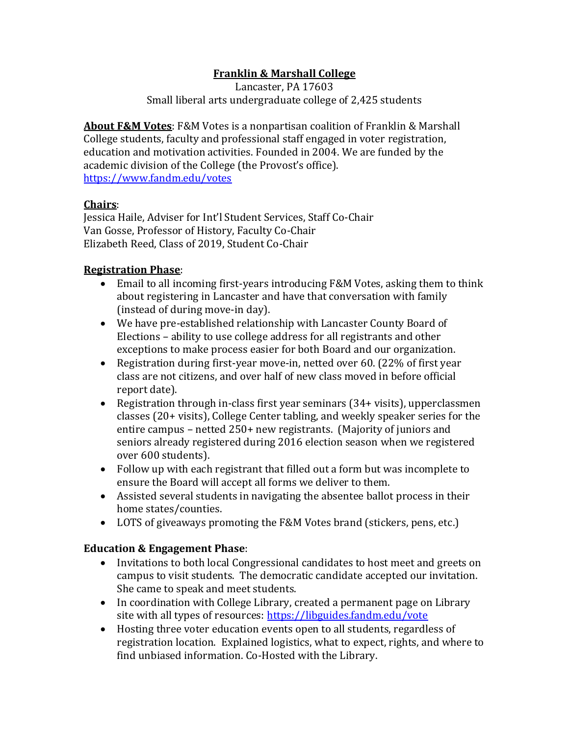# Franklin & Marshall College

Lancaster, PA 17603

Small liberal arts undergraduate college of 2,425 students

**About F&M Votes**: F&M Votes is a nonpartisan coalition of Franklin & Marshall College students, faculty and professional staff engaged in voter registration, education and motivation activities. Founded in 2004. We are funded by the academic division of the College (the Provost's office).
https://www.fandm.edu/votes

**Chairs**:

Jessica Haile, Adviser for Int'l Student Services, Staff Co-Chair
Van Gosse, Professor of History, Faculty Co-Chair
Elizabeth Reed, Class of 2019, Student Co-Chair

## Registration Phase:

- Email to all incoming first-years introducing F&M Votes, asking them to think about registering in Lancaster and have that conversation with family (instead of during move-in day).
- We have pre-established relationship with Lancaster County Board of Elections – ability to use college address for all registrants and other exceptions to make process easier for both Board and our organization.
- Registration during first-year move-in, netted over 60. (22% of first year class are not citizens, and over half of new class moved in before official report date).
- Registration through in-class first year seminars (34+ visits), upperclassmen classes (20+ visits), College Center tabling, and weekly speaker series for the entire campus – netted 250+ new registrants. (Majority of juniors and seniors already registered during 2016 election season when we registered over 600 students).
- Follow up with each registrant that filled out a form but was incomplete to ensure the Board will accept all forms we deliver to them.
- Assisted several students in navigating the absentee ballot process in their home states/counties.
- LOTS of giveaways promoting the F&M Votes brand (stickers, pens, etc.)

## Education & Engagement Phase:

- Invitations to both local Congressional candidates to host meet and greets on campus to visit students. The democratic candidate accepted our invitation. She came to speak and meet students.
- In coordination with College Library, created a permanent page on Library site with all types of resources: https://libguides.fandm.edu/vote
- Hosting three voter education events open to all students, regardless of registration location. Explained logistics, what to expect, rights, and where to find unbiased information. Co-Hosted with the Library.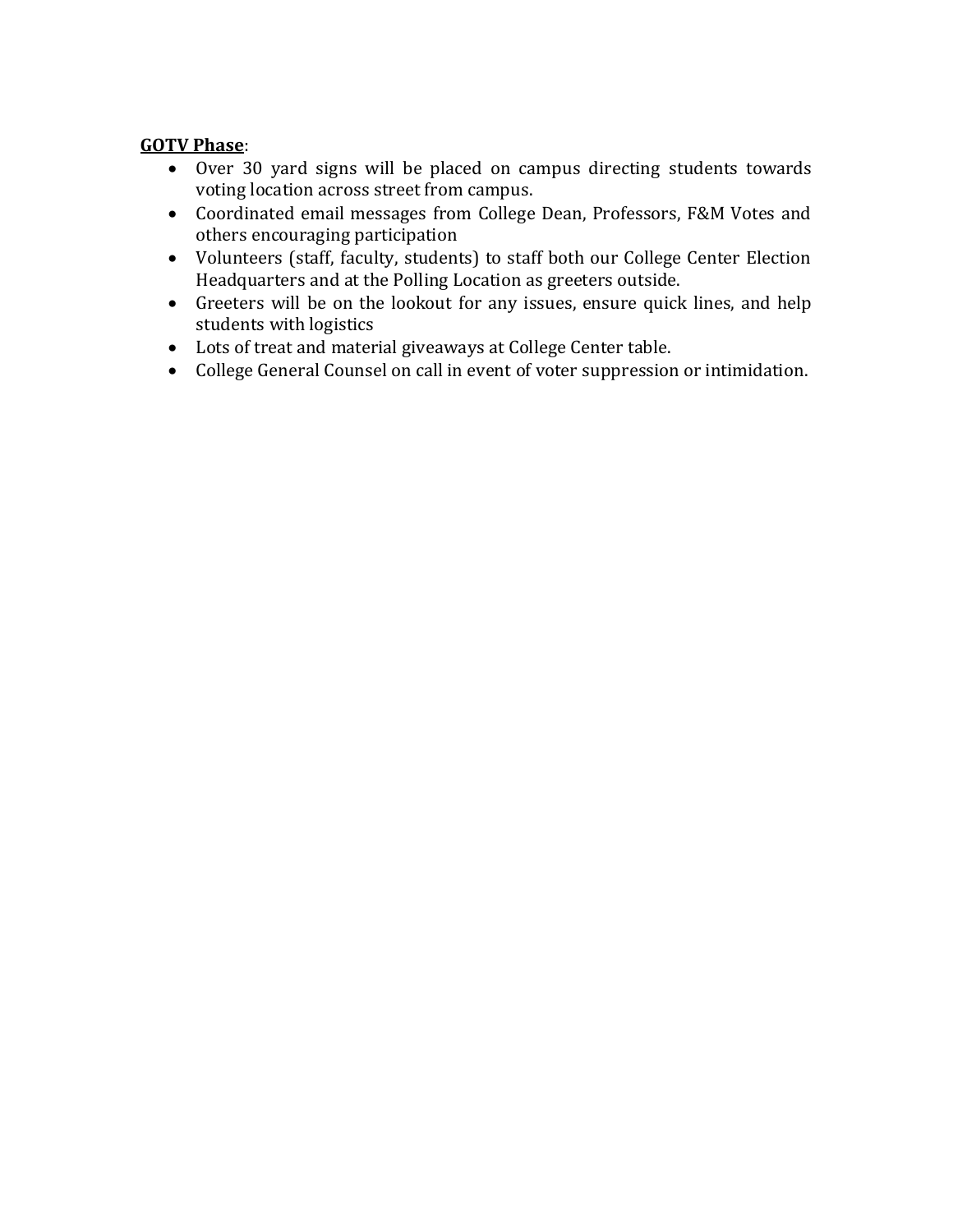**<u>GOTV Phase</u>**:

- Over 30 yard signs will be placed on campus directing students towards voting location across street from campus.
- Coordinated email messages from College Dean, Professors, F&M Votes and others encouraging participation
- Volunteers (staff, faculty, students) to staff both our College Center Election Headquarters and at the Polling Location as greeters outside.
- Greeters will be on the lookout for any issues, ensure quick lines, and help students with logistics
- Lots of treat and material giveaways at College Center table.
- College General Counsel on call in event of voter suppression or intimidation.